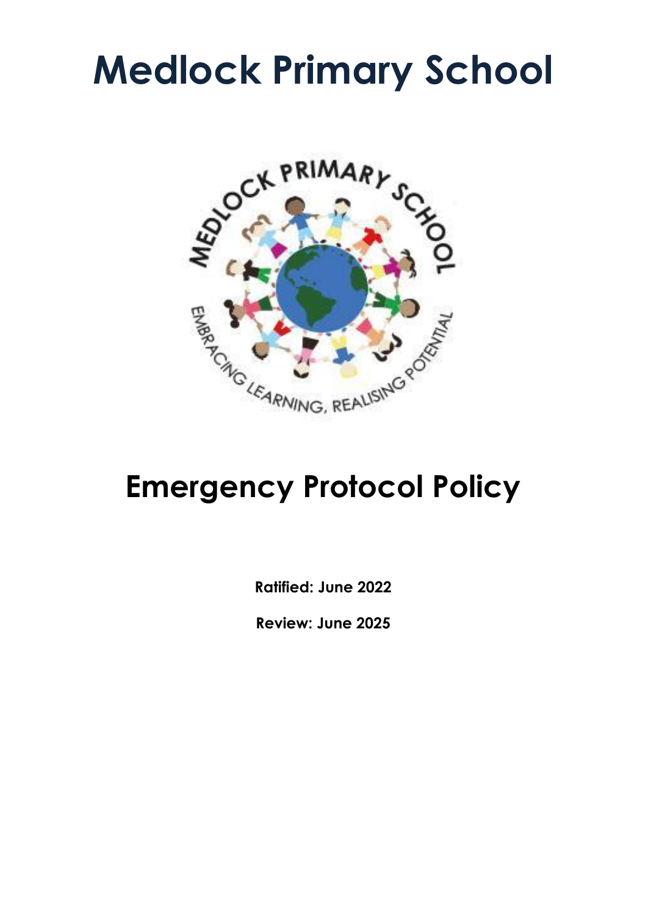# Medlock Primary School

# Emergency Protocol Policy

**Ratified: June 2022**

**Review: June 2025**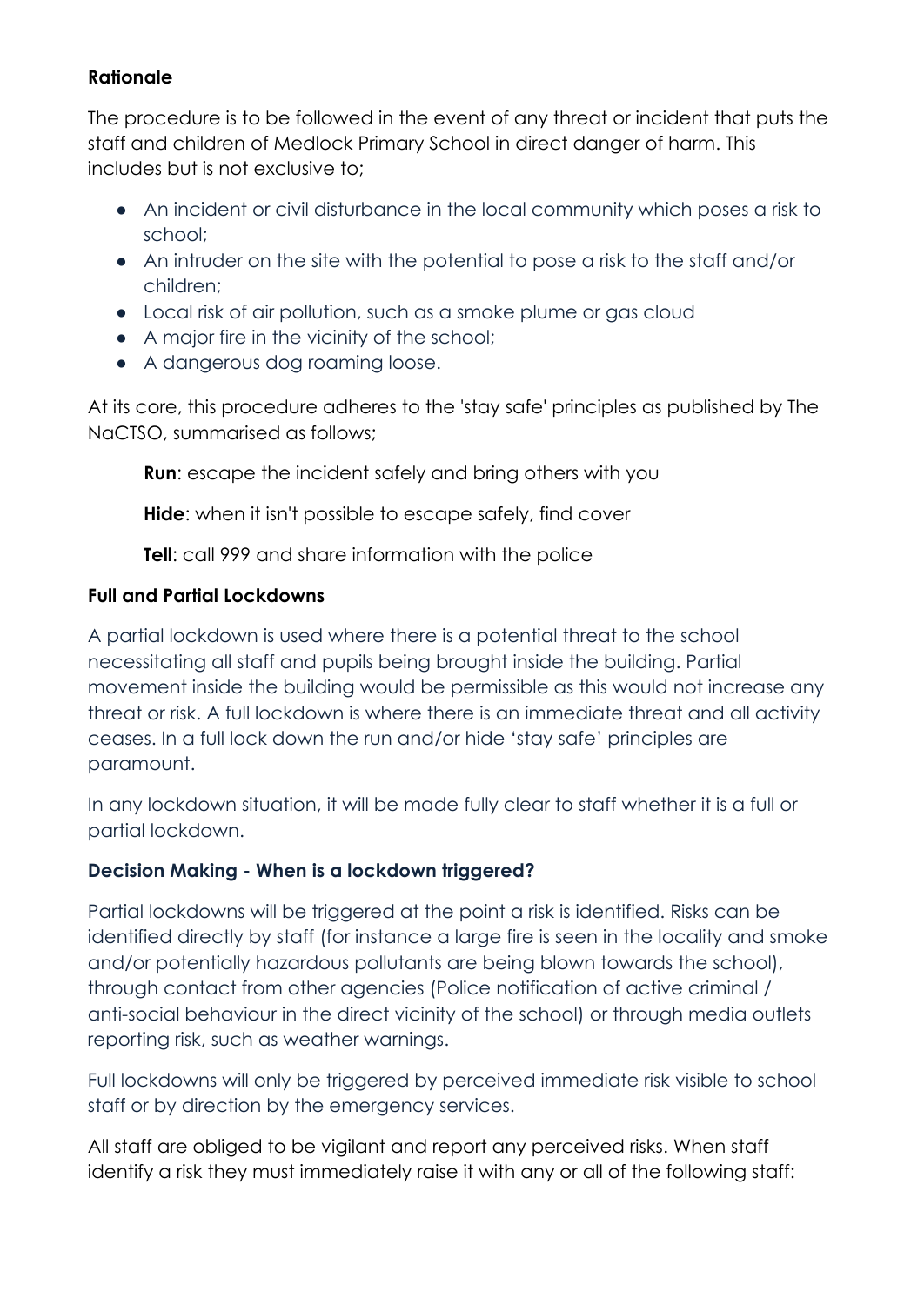**Rationale**

The procedure is to be followed in the event of any threat or incident that puts the staff and children of Medlock Primary School in direct danger of harm. This includes but is not exclusive to;

- An incident or civil disturbance in the local community which poses a risk to school;
- An intruder on the site with the potential to pose a risk to the staff and/or children;
- Local risk of air pollution, such as a smoke plume or gas cloud
- A major fire in the vicinity of the school;
- A dangerous dog roaming loose.

At its core, this procedure adheres to the 'stay safe' principles as published by The NaCTSO, summarised as follows;

**Run**: escape the incident safely and bring others with you

**Hide**: when it isn't possible to escape safely, find cover

**Tell**: call 999 and share information with the police

**Full and Partial Lockdowns**

A partial lockdown is used where there is a potential threat to the school necessitating all staff and pupils being brought inside the building. Partial movement inside the building would be permissible as this would not increase any threat or risk. A full lockdown is where there is an immediate threat and all activity ceases. In a full lock down the run and/or hide 'stay safe' principles are paramount.

In any lockdown situation, it will be made fully clear to staff whether it is a full or partial lockdown.

**Decision Making - When is a lockdown triggered?**

Partial lockdowns will be triggered at the point a risk is identified. Risks can be identified directly by staff (for instance a large fire is seen in the locality and smoke and/or potentially hazardous pollutants are being blown towards the school), through contact from other agencies (Police notification of active criminal / anti-social behaviour in the direct vicinity of the school) or through media outlets reporting risk, such as weather warnings.

Full lockdowns will only be triggered by perceived immediate risk visible to school staff or by direction by the emergency services.

All staff are obliged to be vigilant and report any perceived risks. When staff identify a risk they must immediately raise it with any or all of the following staff: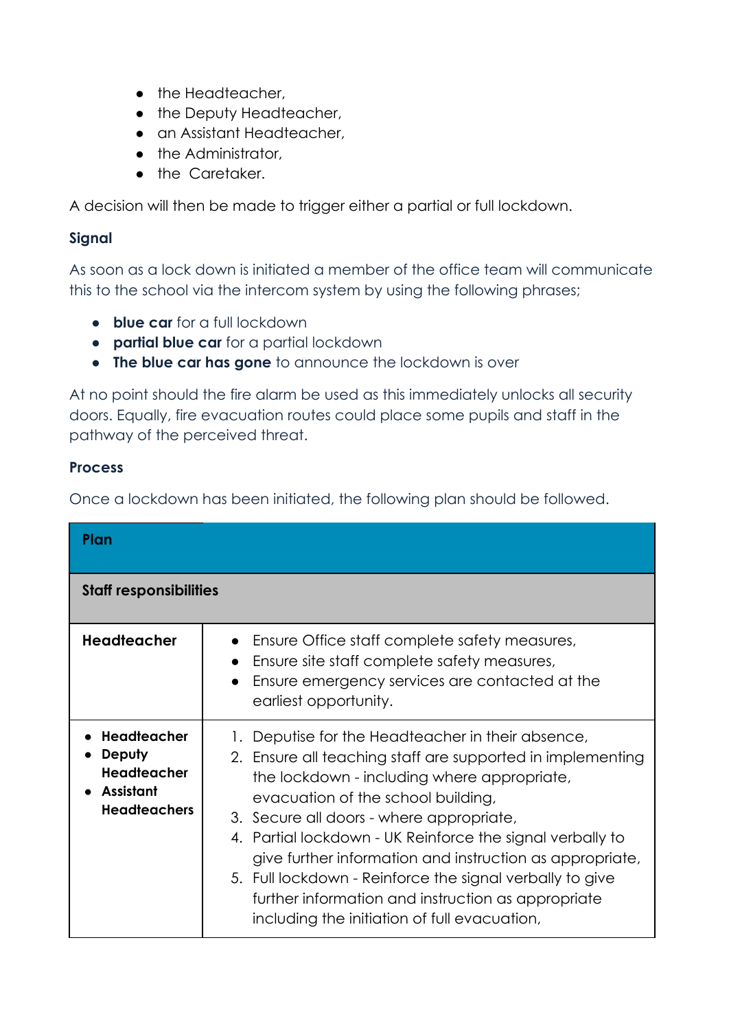- the Headteacher,
- the Deputy Headteacher,
- an Assistant Headteacher,
- the Administrator,
- the  Caretaker.

A decision will then be made to trigger either a partial or full lockdown.

**Signal**

As soon as a lock down is initiated a member of the office team will communicate this to the school via the intercom system by using the following phrases;

- **blue car** for a full lockdown
- **partial blue car** for a partial lockdown
- **The blue car has gone** to announce the lockdown is over

At no point should the fire alarm be used as this immediately unlocks all security doors. Equally, fire evacuation routes could place some pupils and staff in the pathway of the perceived threat.

**Process**

Once a lockdown has been initiated, the following plan should be followed.

| **Plan** | |
|---|---|
| **Staff responsibilities** | |
| **Headteacher** | • Ensure Office staff complete safety measures,<br>• Ensure site staff complete safety measures,<br>• Ensure emergency services are contacted at the earliest opportunity. |
| • **Headteacher**<br>• **Deputy Headteacher**<br>• **Assistant Headteachers** | 1. Deputise for the Headteacher in their absence,<br>2. Ensure all teaching staff are supported in implementing the lockdown - including where appropriate, evacuation of the school building,<br>3. Secure all doors - where appropriate,<br>4. Partial lockdown - UK Reinforce the signal verbally to give further information and instruction as appropriate,<br>5. Full lockdown - Reinforce the signal verbally to give further information and instruction as appropriate including the initiation of full evacuation, |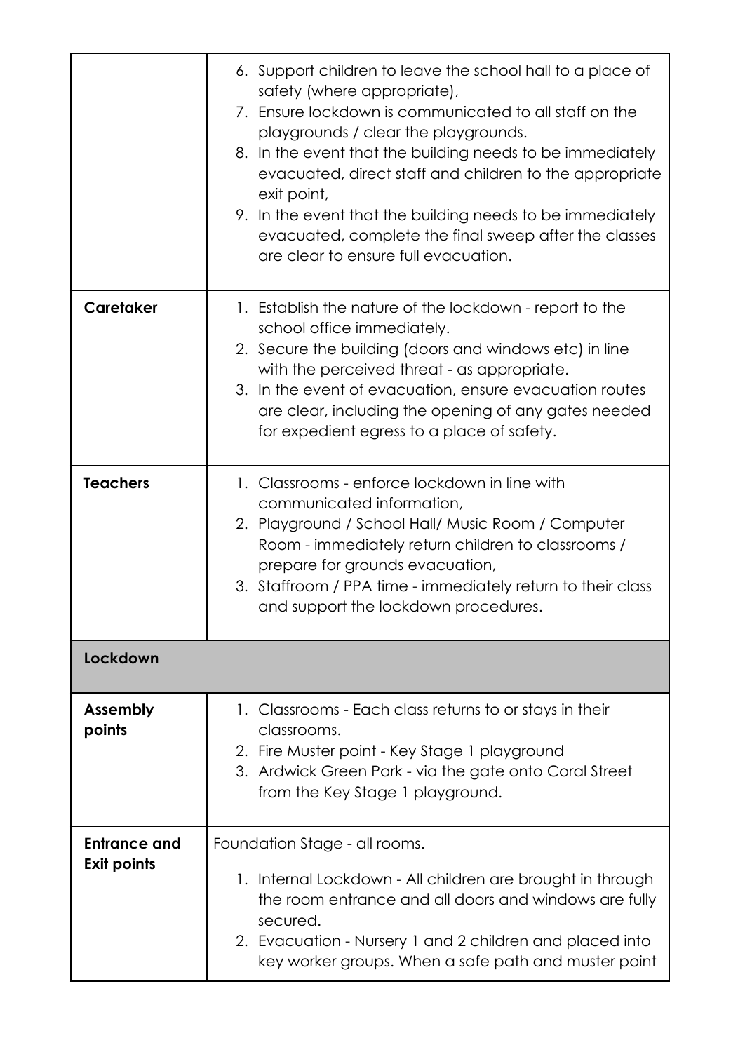| | |
|---|---|
| | 6. Support children to leave the school hall to a place of safety (where appropriate),<br>7. Ensure lockdown is communicated to all staff on the playgrounds / clear the playgrounds.<br>8. In the event that the building needs to be immediately evacuated, direct staff and children to the appropriate exit point,<br>9. In the event that the building needs to be immediately evacuated, complete the final sweep after the classes are clear to ensure full evacuation. |
| **Caretaker** | 1. Establish the nature of the lockdown - report to the school office immediately.<br>2. Secure the building (doors and windows etc) in line with the perceived threat - as appropriate.<br>3. In the event of evacuation, ensure evacuation routes are clear, including the opening of any gates needed for expedient egress to a place of safety. |
| **Teachers** | 1. Classrooms - enforce lockdown in line with communicated information,<br>2. Playground / School Hall/ Music Room / Computer Room - immediately return children to classrooms / prepare for grounds evacuation,<br>3. Staffroom / PPA time - immediately return to their class and support the lockdown procedures. |
| **Lockdown** | |
| **Assembly points** | 1. Classrooms - Each class returns to or stays in their classrooms.<br>2. Fire Muster point - Key Stage 1 playground<br>3. Ardwick Green Park - via the gate onto Coral Street from the Key Stage 1 playground. |
| **Entrance and Exit points** | Foundation Stage - all rooms.<br>1. Internal Lockdown - All children are brought in through the room entrance and all doors and windows are fully secured.<br>2. Evacuation - Nursery 1 and 2 children and placed into key worker groups. When a safe path and muster point |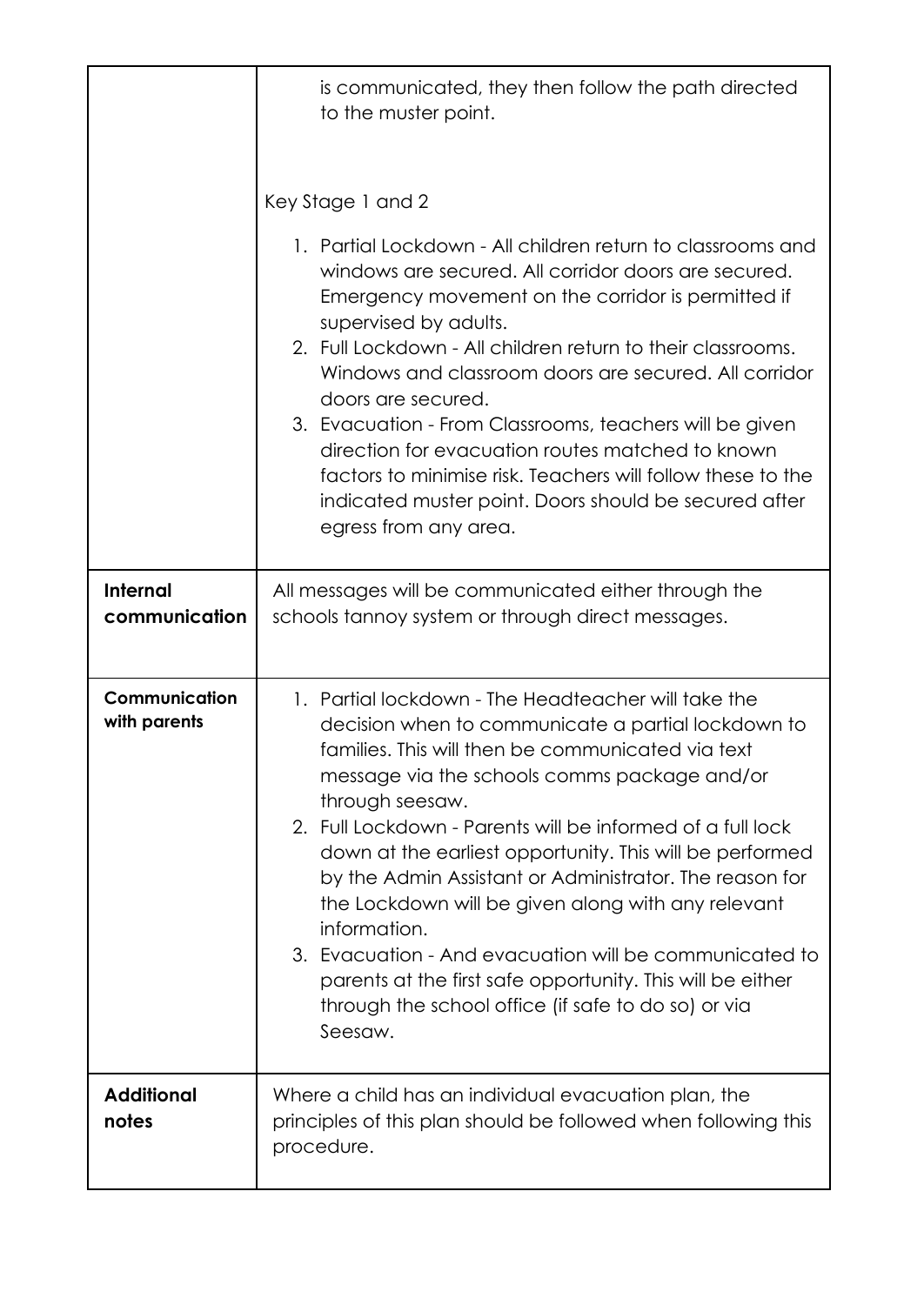| | |
|---|---|
| | is communicated, they then follow the path directed to the muster point.<br><br>Key Stage 1 and 2<br><br>1. Partial Lockdown - All children return to classrooms and windows are secured. All corridor doors are secured. Emergency movement on the corridor is permitted if supervised by adults.<br>2. Full Lockdown - All children return to their classrooms. Windows and classroom doors are secured. All corridor doors are secured.<br>3. Evacuation - From Classrooms, teachers will be given direction for evacuation routes matched to known factors to minimise risk. Teachers will follow these to the indicated muster point. Doors should be secured after egress from any area. |
| **Internal communication** | All messages will be communicated either through the schools tannoy system or through direct messages. |
| **Communication with parents** | 1. Partial lockdown - The Headteacher will take the decision when to communicate a partial lockdown to families. This will then be communicated via text message via the schools comms package and/or through seesaw.<br>2. Full Lockdown - Parents will be informed of a full lock down at the earliest opportunity. This will be performed by the Admin Assistant or Administrator. The reason for the Lockdown will be given along with any relevant information.<br>3. Evacuation - And evacuation will be communicated to parents at the first safe opportunity. This will be either through the school office (if safe to do so) or via Seesaw. |
| **Additional notes** | Where a child has an individual evacuation plan, the principles of this plan should be followed when following this procedure. |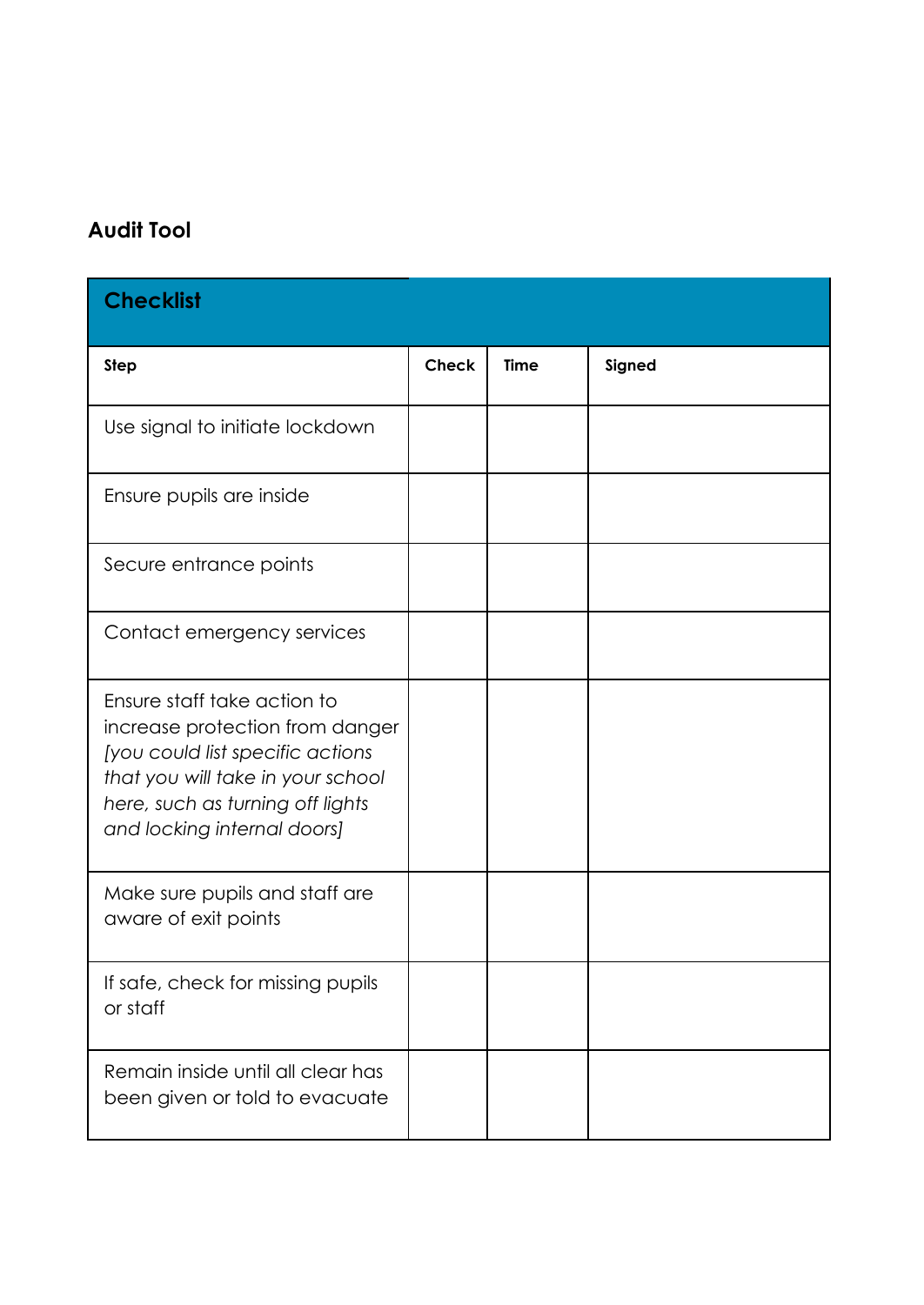## Audit Tool

| Checklist | | | |
|---|---|---|---|
| **Step** | **Check** | **Time** | **Signed** |
| Use signal to initiate lockdown | | | |
| Ensure pupils are inside | | | |
| Secure entrance points | | | |
| Contact emergency services | | | |
| Ensure staff take action to increase protection from danger *[you could list specific actions that you will take in your school here, such as turning off lights and locking internal doors]* | | | |
| Make sure pupils and staff are aware of exit points | | | |
| If safe, check for missing pupils or staff | | | |
| Remain inside until all clear has been given or told to evacuate | | | |